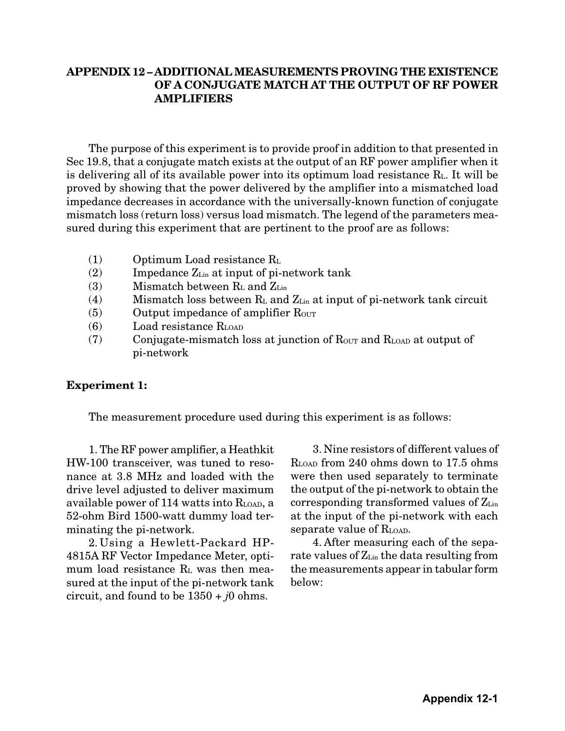## APPENDIX 12 – ADDITIONAL MEASUREMENTS PROVING THE EXISTENCE OF A CONJUGATE MATCH AT THE OUTPUT OF RF POWER AMPLIFIERS

The purpose of this experiment is to provide proof in addition to that presented in Sec 19.8, that a conjugate match exists at the output of an RF power amplifier when it is delivering all of its available power into its optimum load resistance $R_L$. It will be proved by showing that the power delivered by the amplifier into a mismatched load impedance decreases in accordance with the universally-known function of conjugate mismatch loss (return loss) versus load mismatch. The legend of the parameters measured during this experiment that are pertinent to the proof are as follows:

1. Optimum Load resistance $R_L$
2. Impedance $Z_{Lin}$ at input of pi-network tank
3. Mismatch between $R_L$ and $Z_{Lin}$
4. Mismatch loss between $R_L$ and $Z_{Lin}$ at input of pi-network tank circuit
5. Output impedance of amplifier $R_{OUT}$
6. Load resistance $R_{LOAD}$
7. Conjugate-mismatch loss at junction of $R_{OUT}$ and $R_{LOAD}$ at output of pi-network

### Experiment 1:

The measurement procedure used during this experiment is as follows:

1. The RF power amplifier, a Heathkit HW-100 transceiver, was tuned to resonance at 3.8 MHz and loaded with the drive level adjusted to deliver maximum available power of 114 watts into $R_{LOAD}$, a 52-ohm Bird 1500-watt dummy load terminating the pi-network.

2. Using a Hewlett-Packard HP-4815A RF Vector Impedance Meter, optimum load resistance $R_L$ was then measured at the input of the pi-network tank circuit, and found to be $1350 + j0$ ohms.

3. Nine resistors of different values of $R_{LOAD}$ from 240 ohms down to 17.5 ohms were then used separately to terminate the output of the pi-network to obtain the corresponding transformed values of $Z_{Lin}$ at the input of the pi-network with each separate value of $R_{LOAD}$.

4. After measuring each of the separate values of $Z_{Lin}$ the data resulting from the measurements appear in tabular form below: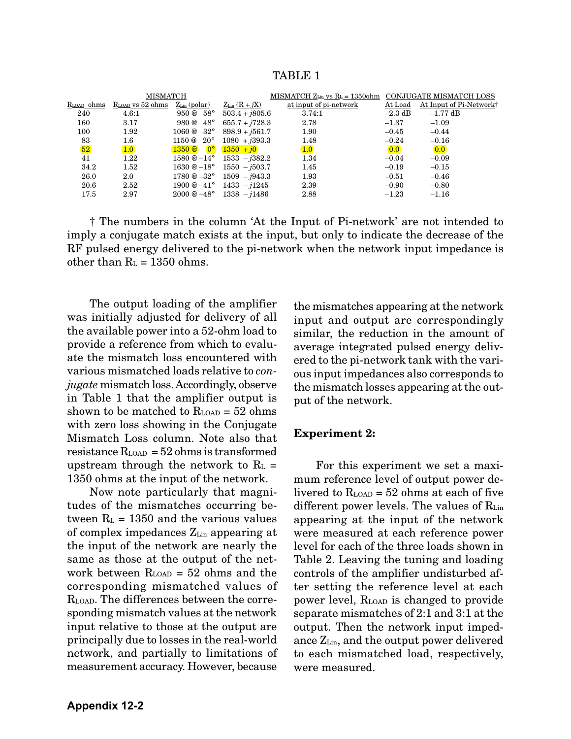TABLE 1

| MISMATCH | | | | MISMATCH $Z_{Lin}$ vs $R_L$ = 1350ohm | CONJUGATE MISMATCH LOSS | |
|---|---|---|---|---|---|---|
| $R_{LOAD}$ ohms | $R_{LOAD}$ vs 52 ohms | $Z_{Lin}$ (polar) | $Z_{Lin}$ ($R + jX$) | at input of pi-network | At Load | At Input of Pi-Network† |
| 240 | 4.6:1 | 950 @ 58° | 503.4 + $j$805.6 | 3.74:1 | −2.3 dB | −1.77 dB |
| 160 | 3.17 | 980 @ 48° | 655.7 + $j$728.3 | 2.78 | −1.37 | −1.09 |
| 100 | 1.92 | 1060 @ 32° | 898.9 + $j$561.7 | 1.90 | −0.45 | −0.44 |
| 83 | 1.6 | 1150 @ 20° | 1080 + $j$393.3 | 1.48 | −0.24 | −0.16 |
| 52 | 1.0 | 1350 @ 0° | 1350 + $j$0 | 1.0 | 0.0 | 0.0 |
| 41 | 1.22 | 1580 @ −14° | 1533 − $j$382.2 | 1.34 | −0.04 | −0.09 |
| 34.2 | 1.52 | 1630 @ −18° | 1550 − $j$503.7 | 1.45 | −0.19 | −0.15 |
| 26.0 | 2.0 | 1780 @ −32° | 1509 − $j$943.3 | 1.93 | −0.51 | −0.46 |
| 20.6 | 2.52 | 1900 @ −41° | 1433 − $j$1245 | 2.39 | −0.90 | −0.80 |
| 17.5 | 2.97 | 2000 @ −48° | 1338 − $j$1486 | 2.88 | −1.23 | −1.16 |

† The numbers in the column 'At the Input of Pi-network' are not intended to imply a conjugate match exists at the input, but only to indicate the decrease of the RF pulsed energy delivered to the pi-network when the network input impedance is other than $R_L$ = 1350 ohms.

The output loading of the amplifier was initially adjusted for delivery of all the available power into a 52-ohm load to provide a reference from which to evaluate the mismatch loss encountered with various mismatched loads relative to *conjugate* mismatch loss. Accordingly, observe in Table 1 that the amplifier output is shown to be matched to $R_{LOAD}$ = 52 ohms with zero loss showing in the Conjugate Mismatch Loss column. Note also that resistance $R_{LOAD}$ = 52 ohms is transformed upstream through the network to $R_L$ = 1350 ohms at the input of the network.

Now note particularly that magnitudes of the mismatches occurring between $R_L$ = 1350 and the various values of complex impedances $Z_{Lin}$ appearing at the input of the network are nearly the same as those at the output of the network between $R_{LOAD}$ = 52 ohms and the corresponding mismatched values of $R_{LOAD}$. The differences between the corresponding mismatch values at the network input relative to those at the output are principally due to losses in the real-world network, and partially to limitations of measurement accuracy. However, because the mismatches appearing at the network input and output are correspondingly similar, the reduction in the amount of average integrated pulsed energy delivered to the pi-network tank with the various input impedances also corresponds to the mismatch losses appearing at the output of the network.

### Experiment 2:

For this experiment we set a maximum reference level of output power delivered to $R_{LOAD}$ = 52 ohms at each of five different power levels. The values of $R_{Lin}$ appearing at the input of the network were measured at each reference power level for each of the three loads shown in Table 2. Leaving the tuning and loading controls of the amplifier undisturbed after setting the reference level at each power level, $R_{LOAD}$ is changed to provide separate mismatches of 2:1 and 3:1 at the output. Then the network input impedance $Z_{Lin}$, and the output power delivered to each mismatched load, respectively, were measured.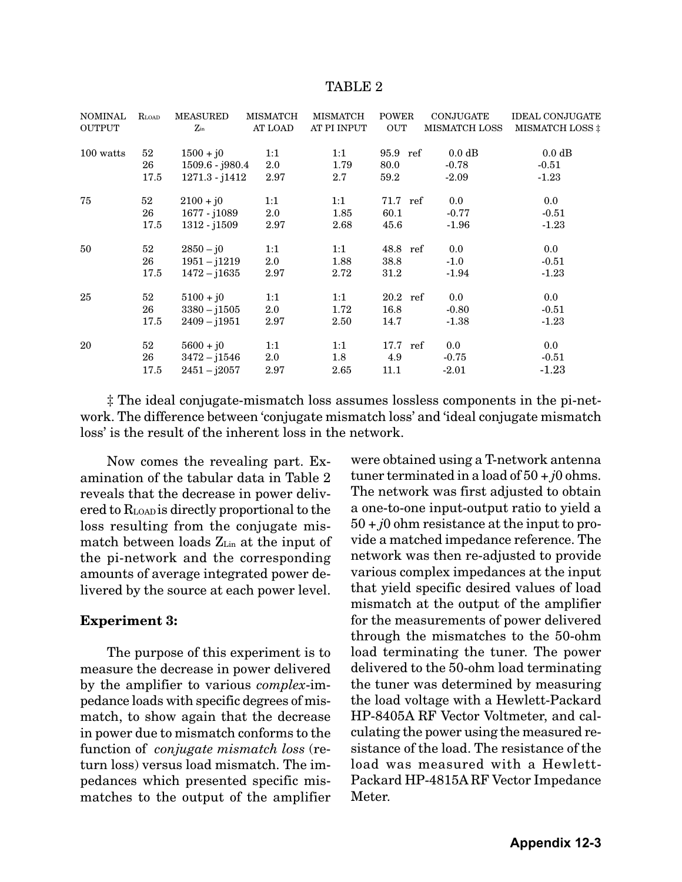## TABLE 2

| NOMINAL OUTPUT | $R_{LOAD}$ | MEASURED $Z_{in}$ | MISMATCH AT LOAD | MISMATCH AT PI INPUT | POWER OUT | CONJUGATE MISMATCH LOSS | IDEAL CONJUGATE MISMATCH LOSS ‡ |
|---|---|---|---|---|---|---|---|
| 100 watts | 52 | 1500 + j0 | 1:1 | 1:1 | 95.9 ref | 0.0 dB | 0.0 dB |
| | 26 | 1509.6 - j980.4 | 2.0 | 1.79 | 80.0 | -0.78 | -0.51 |
| | 17.5 | 1271.3 - j1412 | 2.97 | 2.7 | 59.2 | -2.09 | -1.23 |
| 75 | 52 | 2100 + j0 | 1:1 | 1:1 | 71.7 ref | 0.0 | 0.0 |
| | 26 | 1677 - j1089 | 2.0 | 1.85 | 60.1 | -0.77 | -0.51 |
| | 17.5 | 1312 - j1509 | 2.97 | 2.68 | 45.6 | -1.96 | -1.23 |
| 50 | 52 | 2850 – j0 | 1:1 | 1:1 | 48.8 ref | 0.0 | 0.0 |
| | 26 | 1951 – j1219 | 2.0 | 1.88 | 38.8 | -1.0 | -0.51 |
| | 17.5 | 1472 – j1635 | 2.97 | 2.72 | 31.2 | -1.94 | -1.23 |
| 25 | 52 | 5100 + j0 | 1:1 | 1:1 | 20.2 ref | 0.0 | 0.0 |
| | 26 | 3380 – j1505 | 2.0 | 1.72 | 16.8 | -0.80 | -0.51 |
| | 17.5 | 2409 – j1951 | 2.97 | 2.50 | 14.7 | -1.38 | -1.23 |
| 20 | 52 | 5600 + j0 | 1:1 | 1:1 | 17.7 ref | 0.0 | 0.0 |
| | 26 | 3472 – j1546 | 2.0 | 1.8 | 4.9 | -0.75 | -0.51 |
| | 17.5 | 2451 – j2057 | 2.97 | 2.65 | 11.1 | -2.01 | -1.23 |

‡ The ideal conjugate-mismatch loss assumes lossless components in the pi-network. The difference between 'conjugate mismatch loss' and 'ideal conjugate mismatch loss' is the result of the inherent loss in the network.

Now comes the revealing part. Examination of the tabular data in Table 2 reveals that the decrease in power delivered to $R_{LOAD}$ is directly proportional to the loss resulting from the conjugate mismatch between loads $Z_{Lin}$ at the input of the pi-network and the corresponding amounts of average integrated power delivered by the source at each power level.

**Experiment 3:**

The purpose of this experiment is to measure the decrease in power delivered by the amplifier to various *complex*-impedance loads with specific degrees of mismatch, to show again that the decrease in power due to mismatch conforms to the function of *conjugate mismatch loss* (return loss) versus load mismatch. The impedances which presented specific mismatches to the output of the amplifier were obtained using a T-network antenna tuner terminated in a load of $50 + j0$ ohms. The network was first adjusted to obtain a one-to-one input-output ratio to yield a $50 + j0$ ohm resistance at the input to provide a matched impedance reference. The network was then re-adjusted to provide various complex impedances at the input that yield specific desired values of load mismatch at the output of the amplifier for the measurements of power delivered through the mismatches to the 50-ohm load terminating the tuner. The power delivered to the 50-ohm load terminating the tuner was determined by measuring the load voltage with a Hewlett-Packard HP-8405A RF Vector Voltmeter, and calculating the power using the measured resistance of the load. The resistance of the load was measured with a Hewlett-Packard HP-4815A RF Vector Impedance Meter.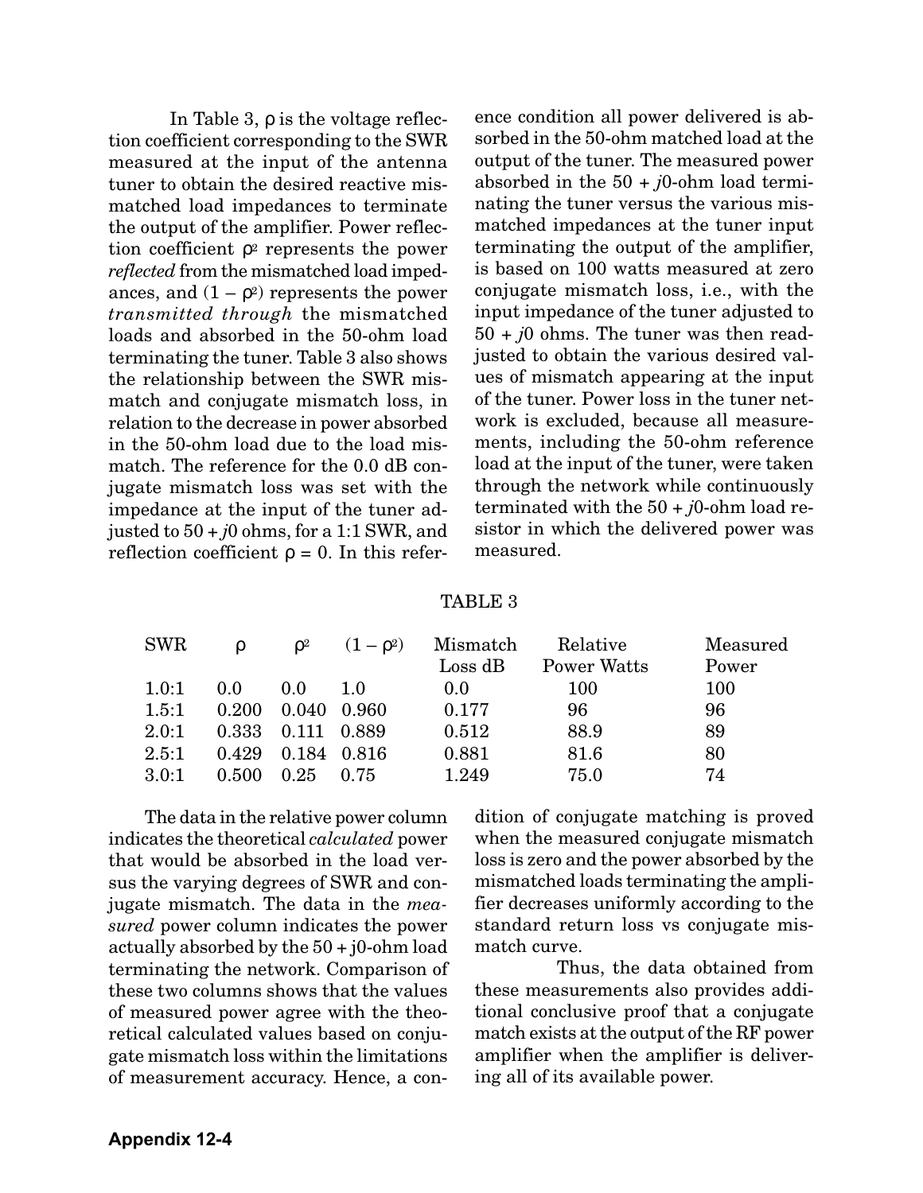In Table 3, $\rho$ is the voltage reflection coefficient corresponding to the SWR measured at the input of the antenna tuner to obtain the desired reactive mismatched load impedances to terminate the output of the amplifier. Power reflection coefficient $\rho^2$ represents the power *reflected* from the mismatched load impedances, and $(1 - \rho^2)$ represents the power *transmitted through* the mismatched loads and absorbed in the 50-ohm load terminating the tuner. Table 3 also shows the relationship between the SWR mismatch and conjugate mismatch loss, in relation to the decrease in power absorbed in the 50-ohm load due to the load mismatch. The reference for the 0.0 dB conjugate mismatch loss was set with the impedance at the input of the tuner adjusted to $50 + j0$ ohms, for a 1:1 SWR, and reflection coefficient $\rho = 0$. In this reference condition all power delivered is absorbed in the 50-ohm matched load at the output of the tuner. The measured power absorbed in the $50 + j0$-ohm load terminating the tuner versus the various mismatched impedances at the tuner input terminating the output of the amplifier, is based on 100 watts measured at zero conjugate mismatch loss, i.e., with the input impedance of the tuner adjusted to $50 + j0$ ohms. The tuner was then readjusted to obtain the various desired values of mismatch appearing at the input of the tuner. Power loss in the tuner network is excluded, because all measurements, including the 50-ohm reference load at the input of the tuner, were taken through the network while continuously terminated with the $50 + j0$-ohm load resistor in which the delivered power was measured.

TABLE 3

| SWR | $\rho$ | $\rho^2$ | $(1 - \rho^2)$ | Mismatch Loss dB | Relative Power Watts | Measured Power |
|---|---|---|---|---|---|---|
| 1.0:1 | 0.0 | 0.0 | 1.0 | 0.0 | 100 | 100 |
| 1.5:1 | 0.200 | 0.040 | 0.960 | 0.177 | 96 | 96 |
| 2.0:1 | 0.333 | 0.111 | 0.889 | 0.512 | 88.9 | 89 |
| 2.5:1 | 0.429 | 0.184 | 0.816 | 0.881 | 81.6 | 80 |
| 3.0:1 | 0.500 | 0.25 | 0.75 | 1.249 | 75.0 | 74 |

The data in the relative power column indicates the theoretical *calculated* power that would be absorbed in the load versus the varying degrees of SWR and conjugate mismatch. The data in the *measured* power column indicates the power actually absorbed by the $50 + j0$-ohm load terminating the network. Comparison of these two columns shows that the values of measured power agree with the theoretical calculated values based on conjugate mismatch loss within the limitations of measurement accuracy. Hence, a condition of conjugate matching is proved when the measured conjugate mismatch loss is zero and the power absorbed by the mismatched loads terminating the amplifier decreases uniformly according to the standard return loss vs conjugate mismatch curve.

Thus, the data obtained from these measurements also provides additional conclusive proof that a conjugate match exists at the output of the RF power amplifier when the amplifier is delivering all of its available power.